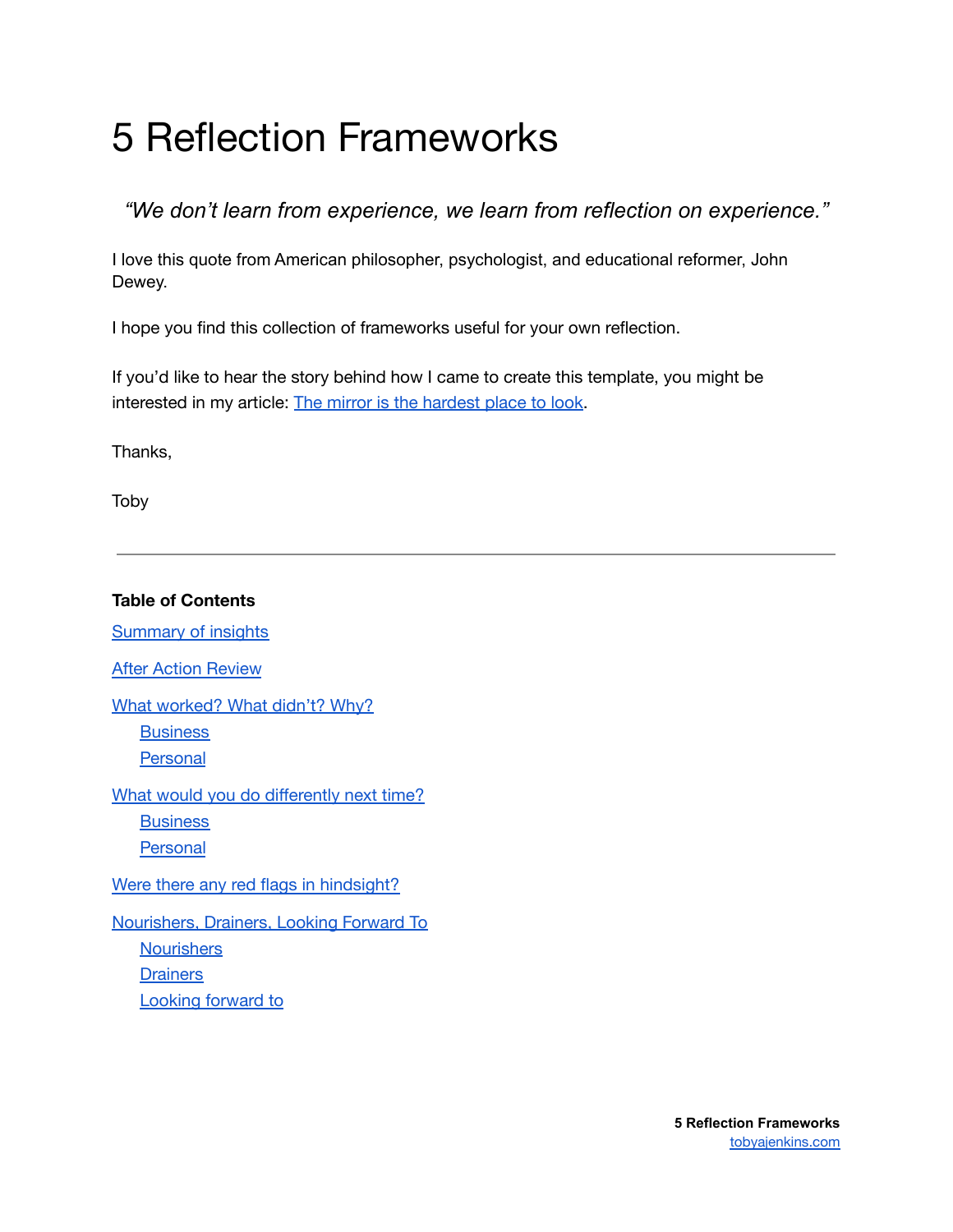# 5 Reflection Frameworks

*"We don't learn from experience, we learn from reflection on experience."*

I love this quote from American philosopher, psychologist, and educational reformer, John Dewey.

I hope you find this collection of frameworks useful for your own reflection.

If you'd like to hear the story behind how I came to create this template, you might be interested in my article: [The mirror is the hardest place to look]().

Thanks,

Toby

---

**Table of Contents**

[Summary of insights]()

[After Action Review]()

[What worked? What didn't? Why?]()
- [Business]()
- [Personal]()

[What would you do differently next time?]()
- [Business]()
- [Personal]()

[Were there any red flags in hindsight?]()

[Nourishers, Drainers, Looking Forward To]()
- [Nourishers]()
- [Drainers]()
- [Looking forward to]()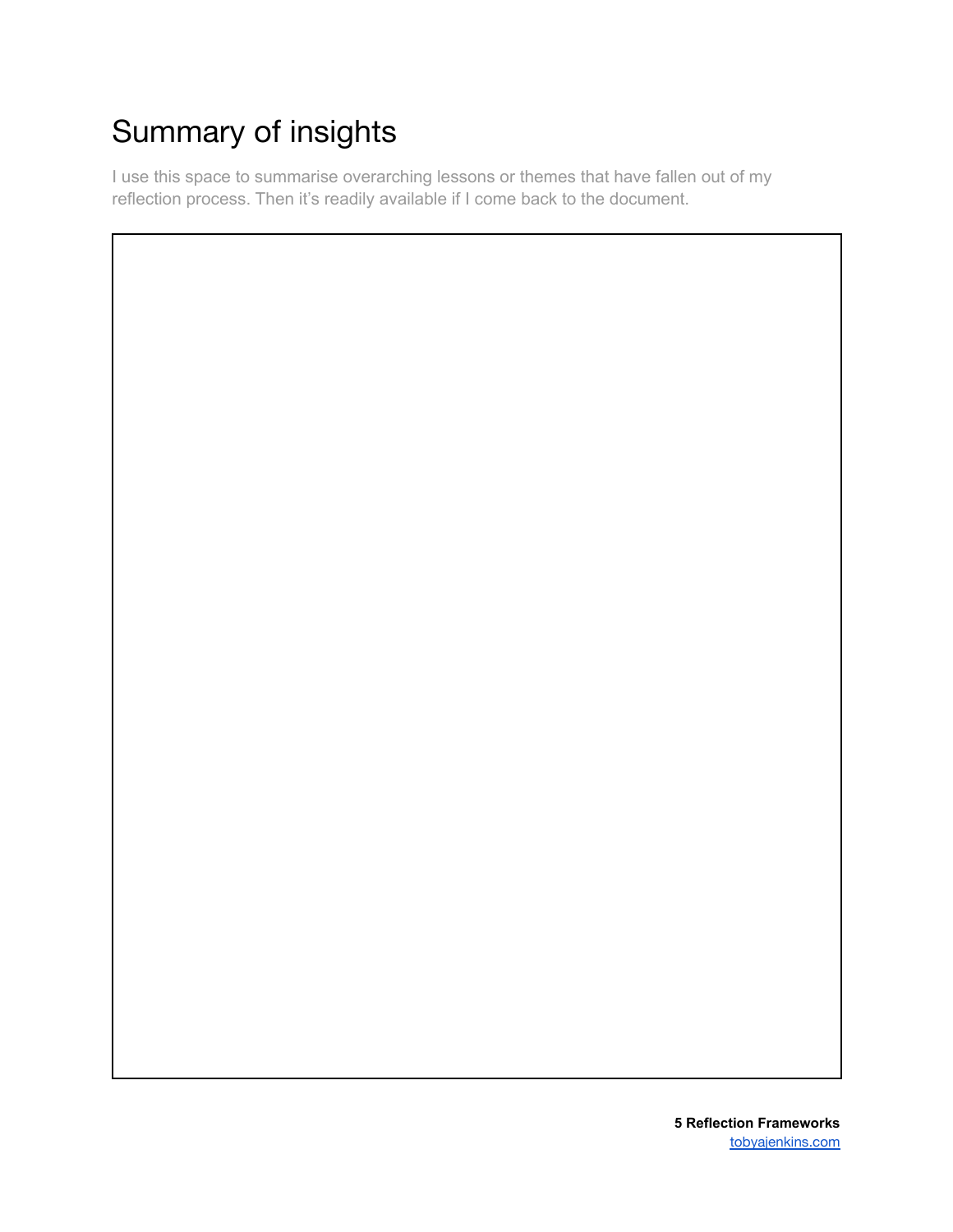# Summary of insights

I use this space to summarise overarching lessons or themes that have fallen out of my reflection process. Then it's readily available if I come back to the document.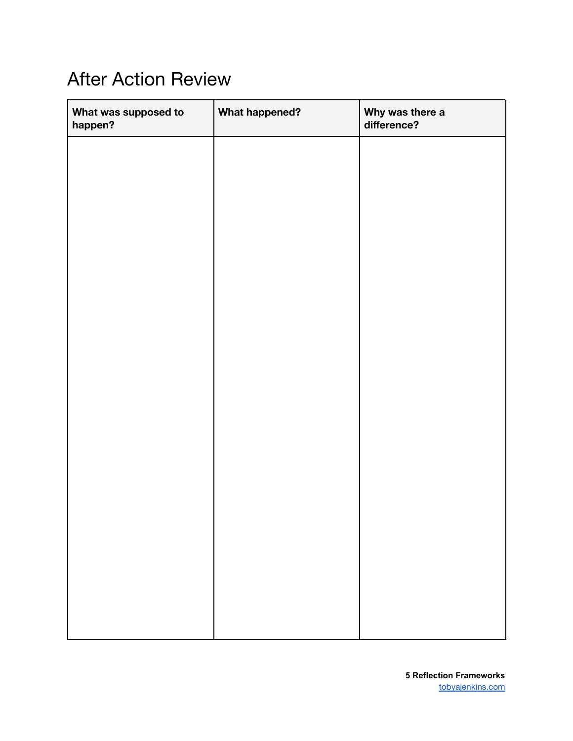# After Action Review

| What was supposed to happen? | What happened? | Why was there a difference? |
| --- | --- | --- |
| | | |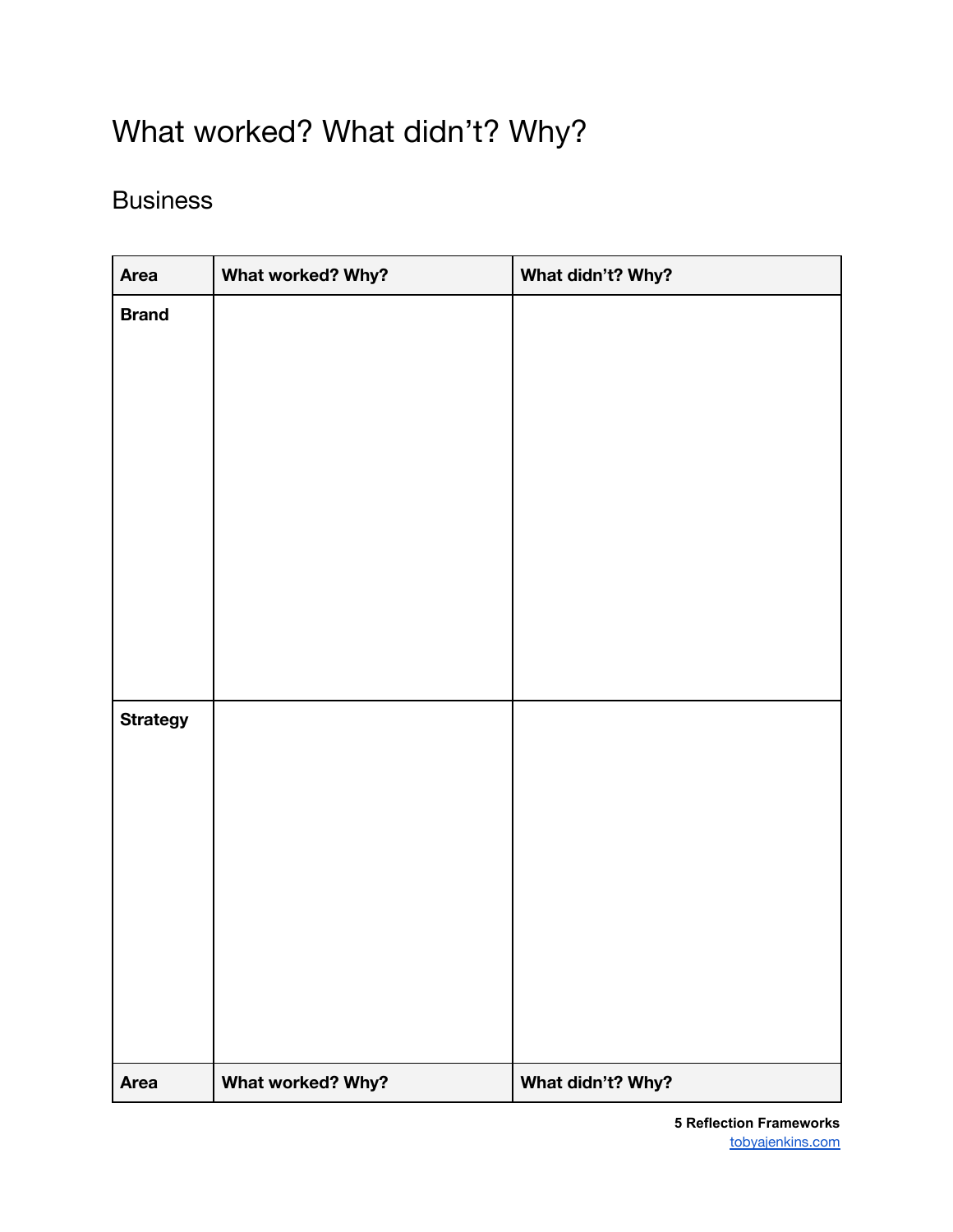# What worked? What didn't? Why?

## Business

| Area | What worked? Why? | What didn't? Why? |
| --- | --- | --- |
| Brand | | |
| Strategy | | |
| Area | What worked? Why? | What didn't? Why? |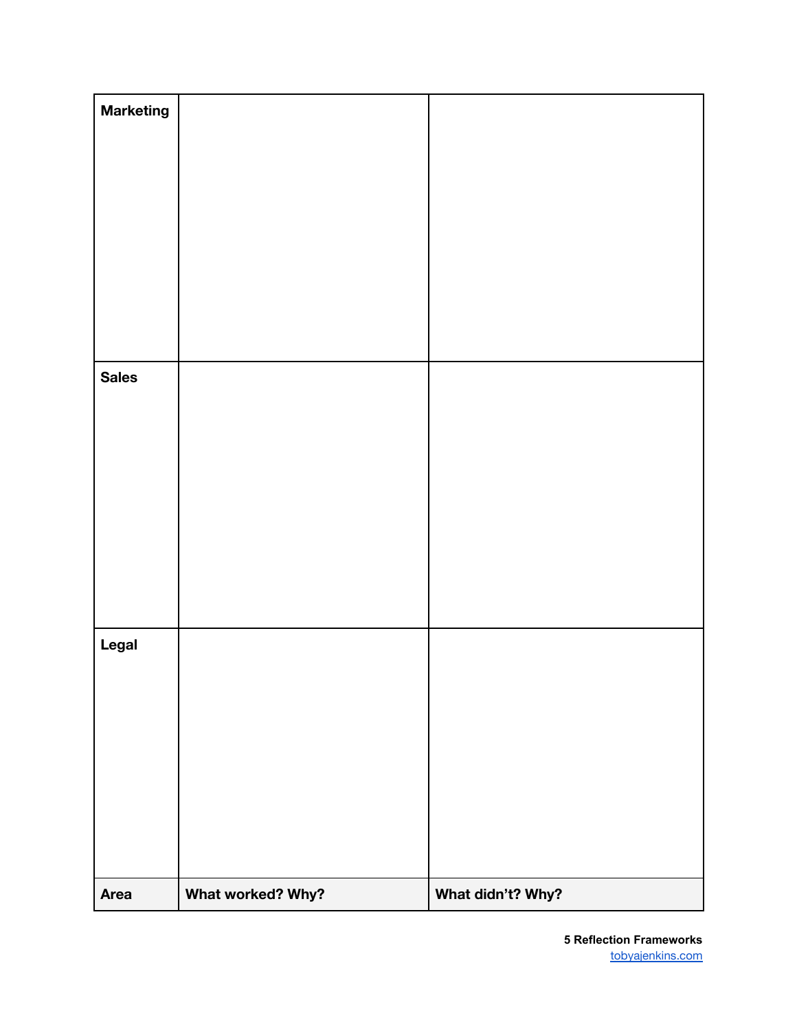| Area | What worked? Why? | What didn't? Why? |
| --- | --- | --- |
| **Marketing** | | |
| **Sales** | | |
| **Legal** | | |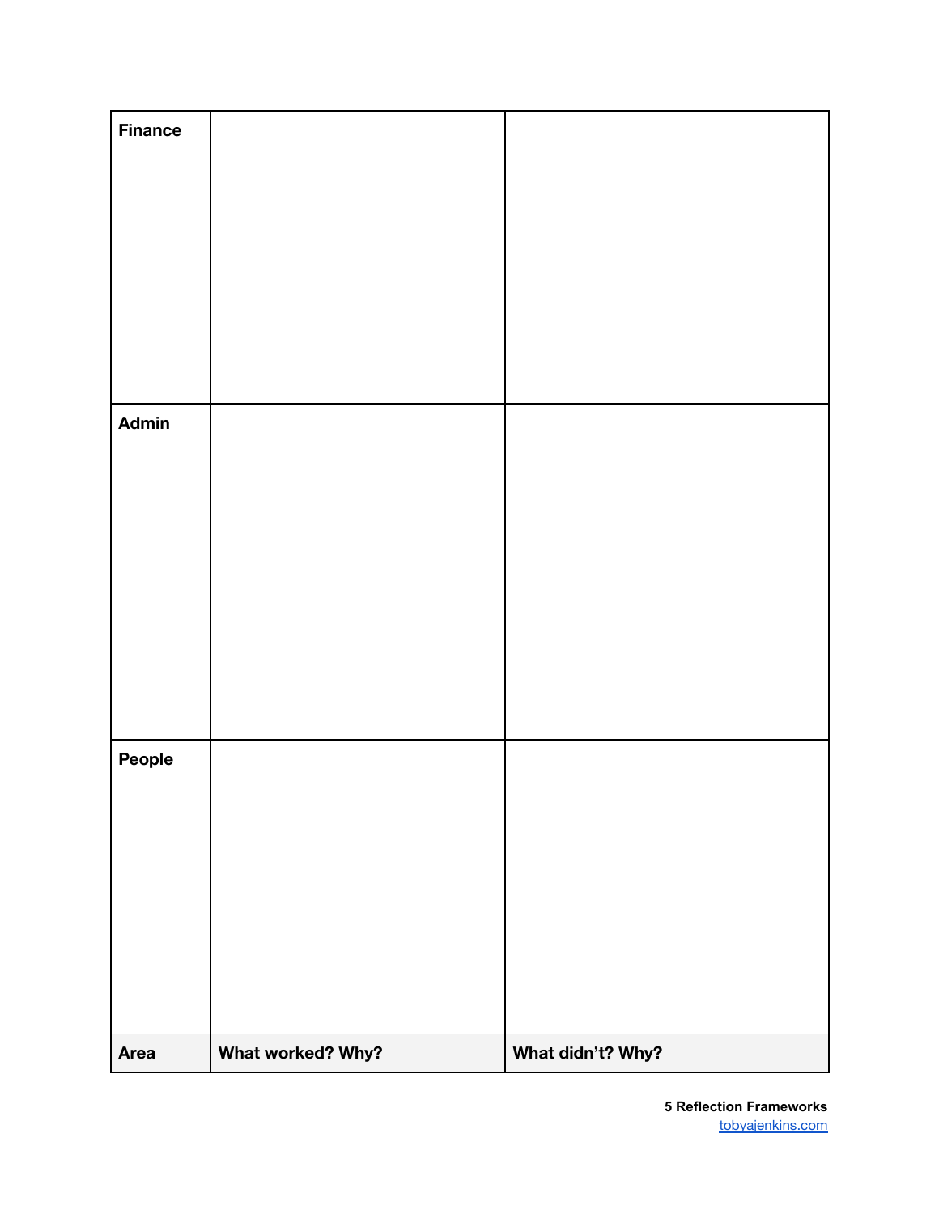| Area | What worked? Why? | What didn't? Why? |
|---|---|---|
| **Finance** | | |
| **Admin** | | |
| **People** | | |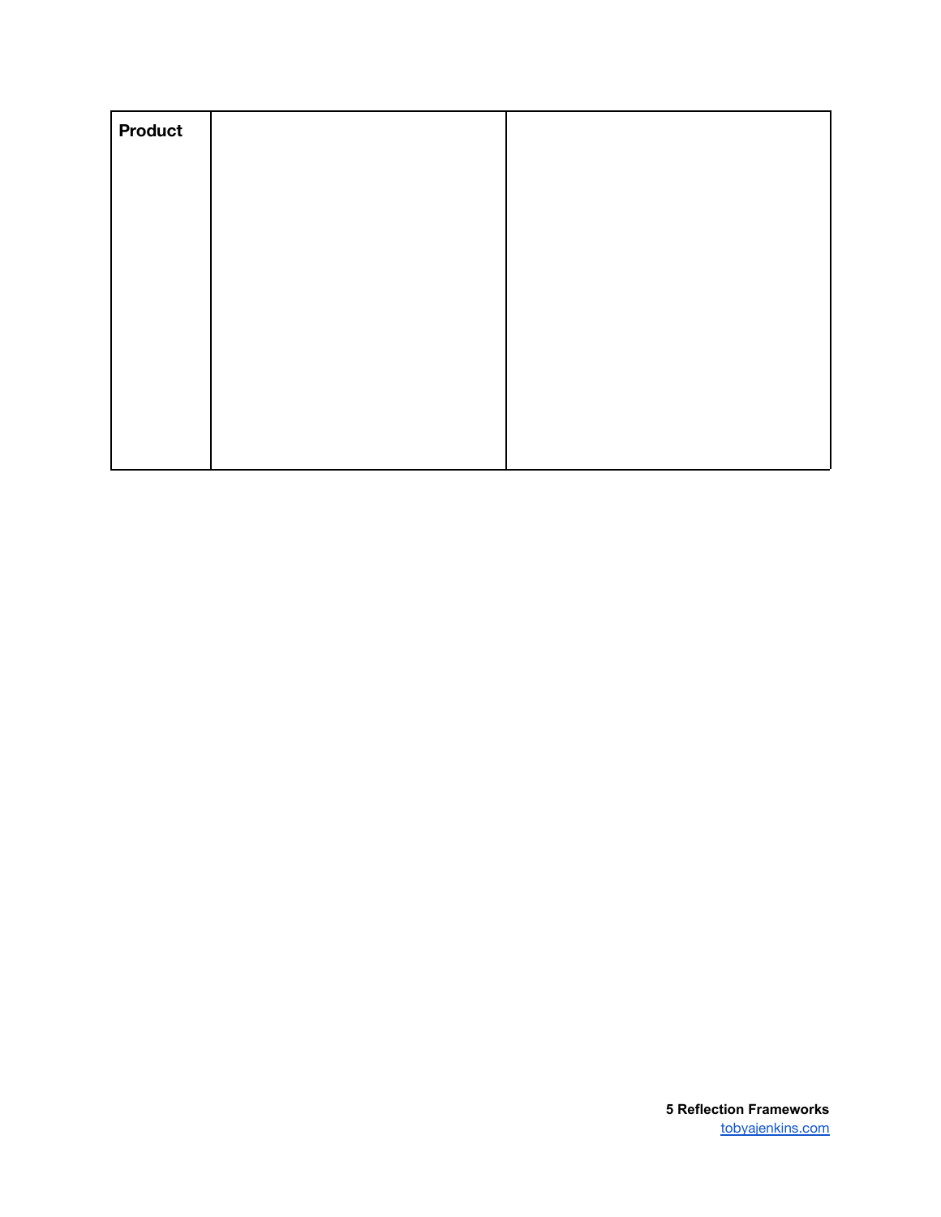| **Product** | | |
|---|---|---|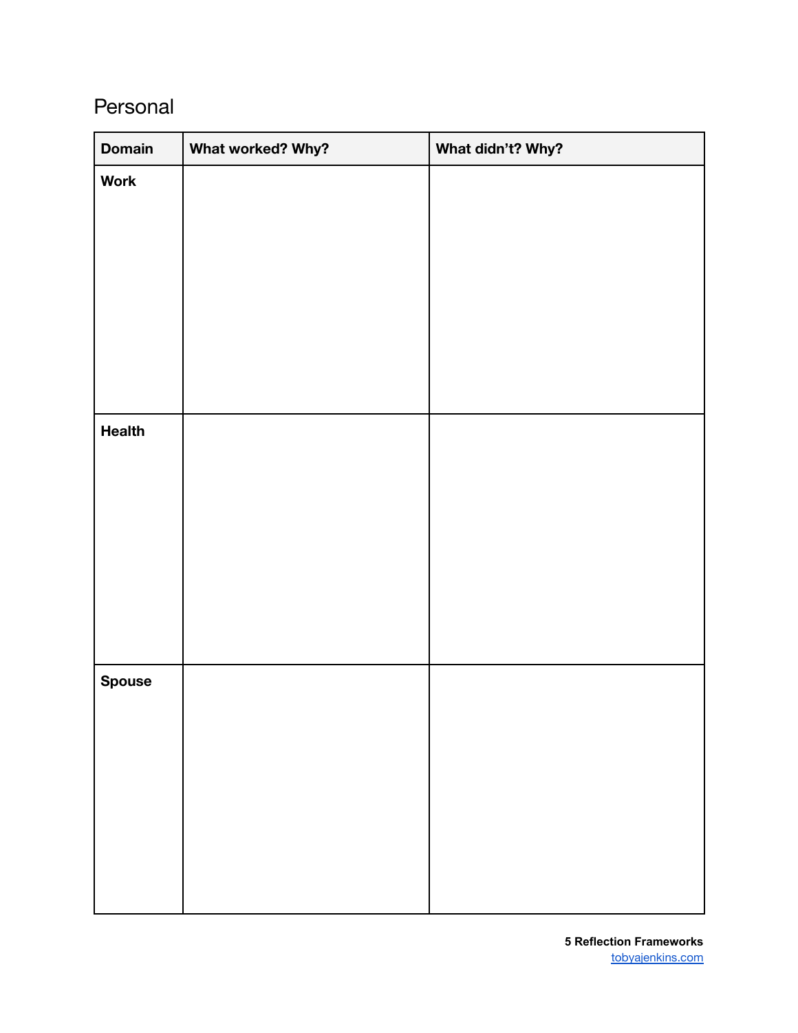## Personal

| Domain | What worked? Why? | What didn't? Why? |
| --- | --- | --- |
| **Work** | | |
| **Health** | | |
| **Spouse** | | |

**5 Reflection Frameworks**
tobyajenkins.com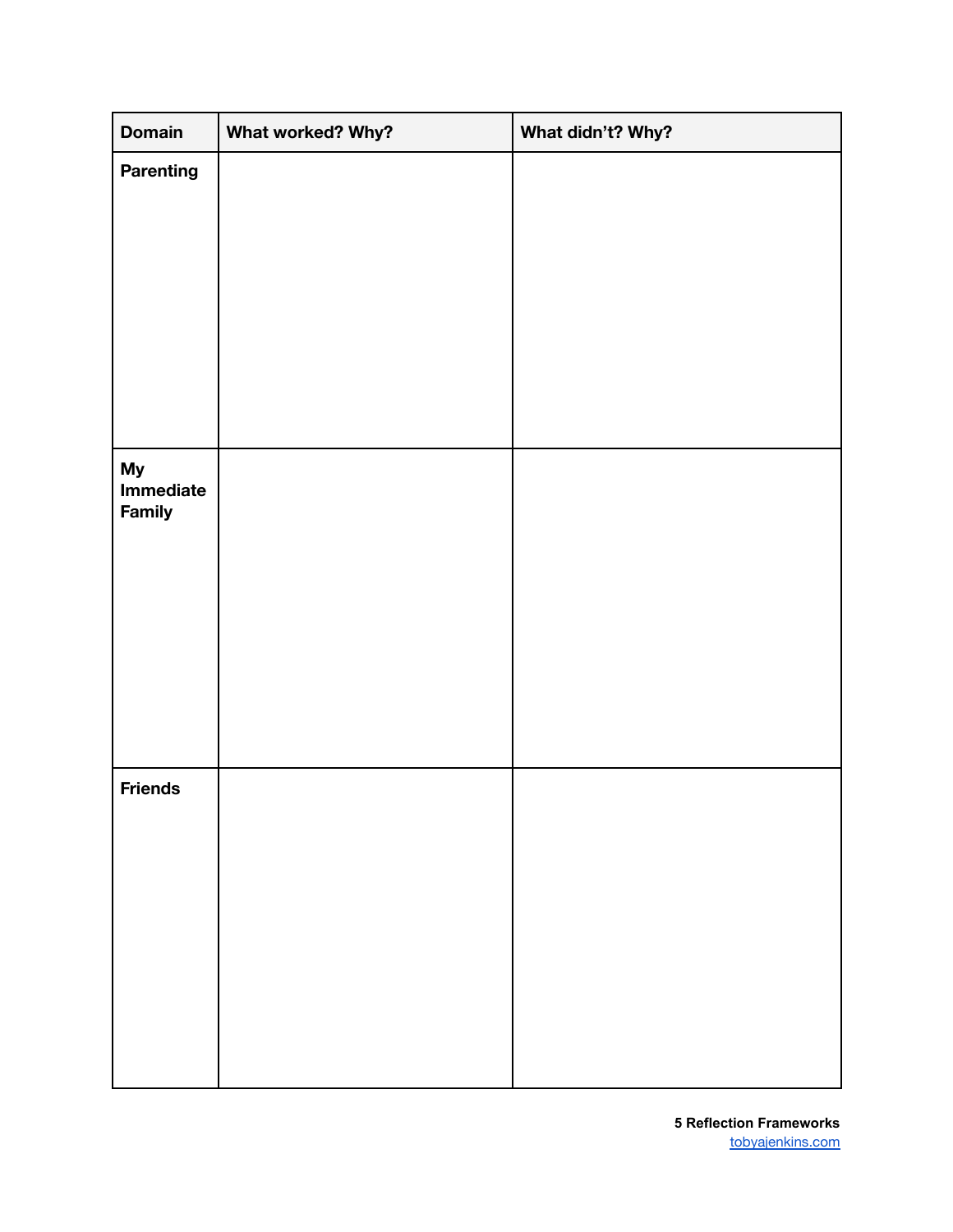| Domain | What worked? Why? | What didn't? Why? |
|---|---|---|
| **Parenting** | | |
| **My Immediate Family** | | |
| **Friends** | | |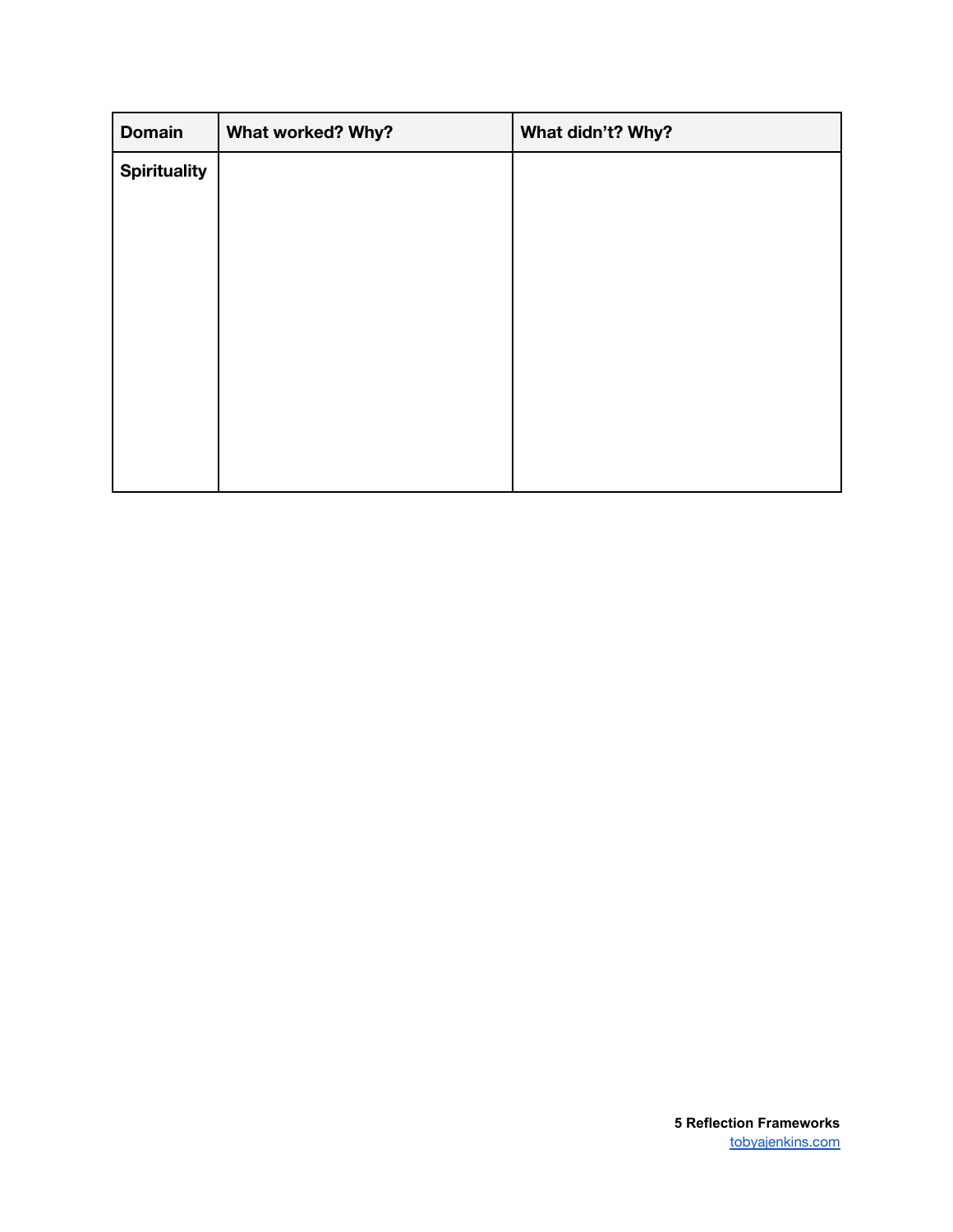| Domain | What worked? Why? | What didn't? Why? |
| --- | --- | --- |
| Spirituality | | |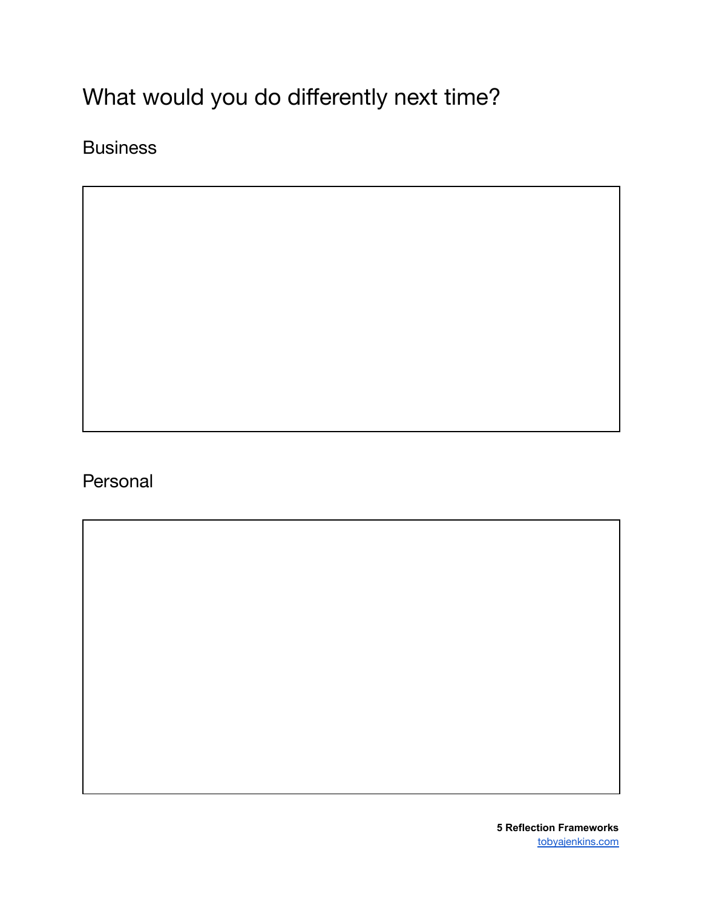# What would you do differently next time?

## Business

## Personal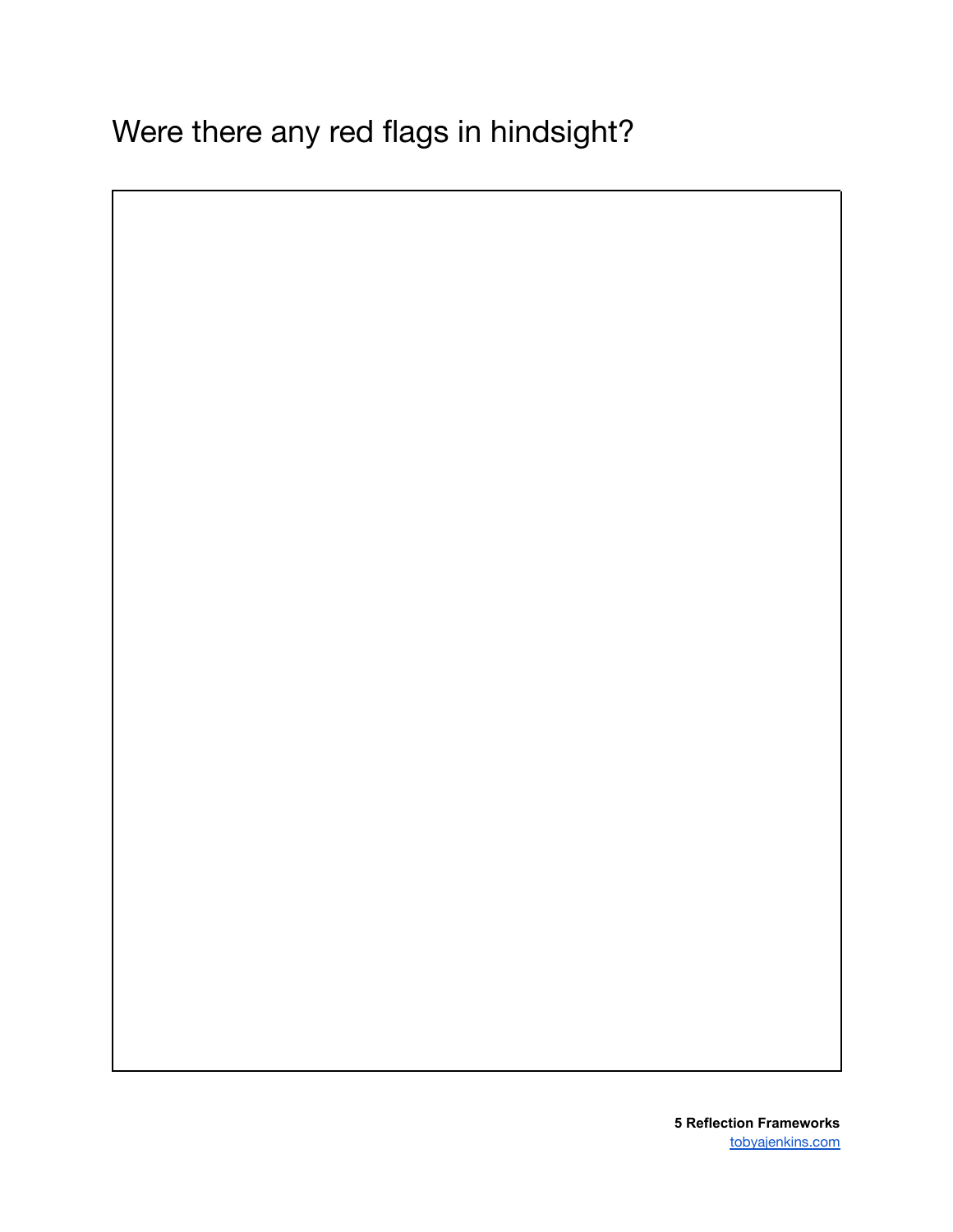# Were there any red flags in hindsight?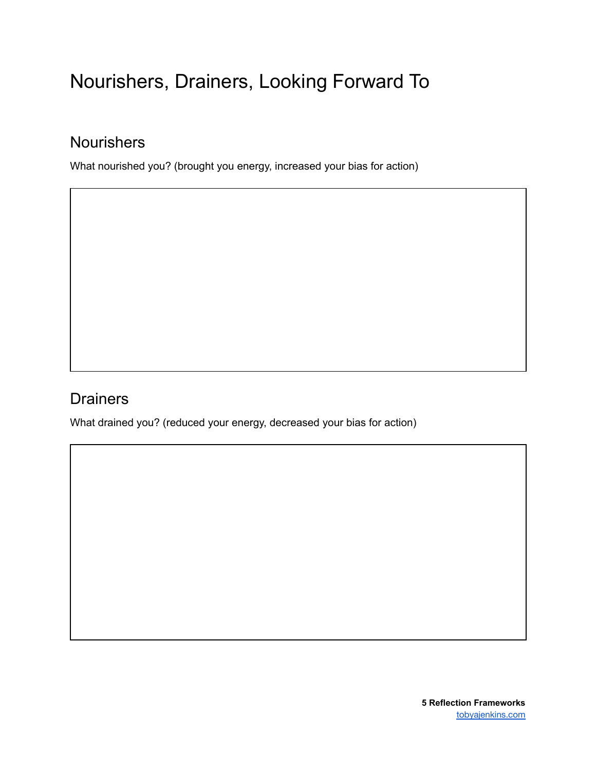# Nourishers, Drainers, Looking Forward To

## Nourishers

What nourished you? (brought you energy, increased your bias for action)

## Drainers

What drained you? (reduced your energy, decreased your bias for action)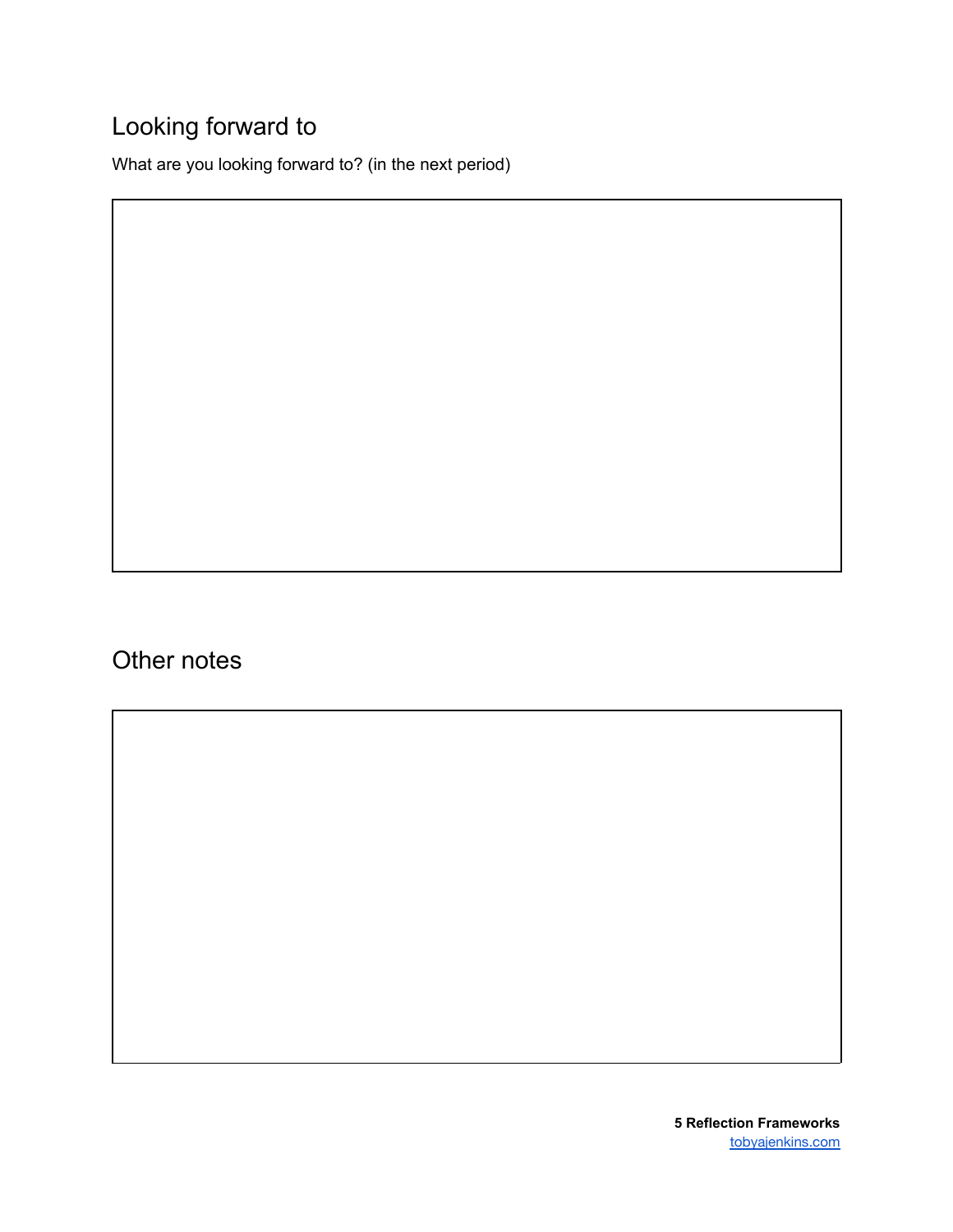## Looking forward to

What are you looking forward to? (in the next period)

## Other notes